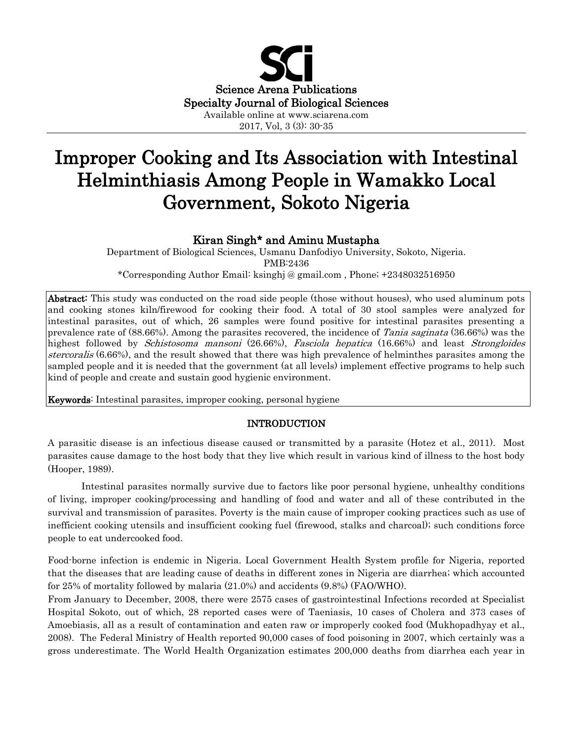Science Arena Publications
Specialty Journal of Biological Sciences
Available online at www.sciarena.com
2017, Vol, 3 (3): 30-35

# Improper Cooking and Its Association with Intestinal Helminthiasis Among People in Wamakko Local Government, Sokoto Nigeria

**Kiran Singh* and Aminu Mustapha**

Department of Biological Sciences, Usmanu Danfodiyo University, Sokoto, Nigeria.
PMB:2436
*Corresponding Author Email: ksinghj @ gmail.com , Phone; +2348032516950

**Abstract:** This study was conducted on the road side people (those without houses), who used aluminum pots and cooking stones kiln/firewood for cooking their food. A total of 30 stool samples were analyzed for intestinal parasites, out of which, 26 samples were found positive for intestinal parasites presenting a prevalence rate of (88.66%). Among the parasites recovered, the incidence of *Tania saginata* (36.66%) was the highest followed by *Schistosoma mansoni* (26.66%), *Fasciola hepatica* (16.66%) and least *Strongloides stercoralis* (6.66%), and the result showed that there was high prevalence of helminthes parasites among the sampled people and it is needed that the government (at all levels) implement effective programs to help such kind of people and create and sustain good hygienic environment.

**Keywords**: Intestinal parasites, improper cooking, personal hygiene

## INTRODUCTION

A parasitic disease is an infectious disease caused or transmitted by a parasite (Hotez et al., 2011). Most parasites cause damage to the host body that they live which result in various kind of illness to the host body (Hooper, 1989).

Intestinal parasites normally survive due to factors like poor personal hygiene, unhealthy conditions of living, improper cooking/processing and handling of food and water and all of these contributed in the survival and transmission of parasites. Poverty is the main cause of improper cooking practices such as use of inefficient cooking utensils and insufficient cooking fuel (firewood, stalks and charcoal); such conditions force people to eat undercooked food.

Food-borne infection is endemic in Nigeria. Local Government Health System profile for Nigeria, reported that the diseases that are leading cause of deaths in different zones in Nigeria are diarrhea; which accounted for 25% of mortality followed by malaria (21.0%) and accidents (9.8%) (FAO/WHO).

From January to December, 2008, there were 2575 cases of gastrointestinal Infections recorded at Specialist Hospital Sokoto, out of which, 28 reported cases were of Taeniasis, 10 cases of Cholera and 373 cases of Amoebiasis, all as a result of contamination and eaten raw or improperly cooked food (Mukhopadhyay et al., 2008). The Federal Ministry of Health reported 90,000 cases of food poisoning in 2007, which certainly was a gross underestimate. The World Health Organization estimates 200,000 deaths from diarrhea each year in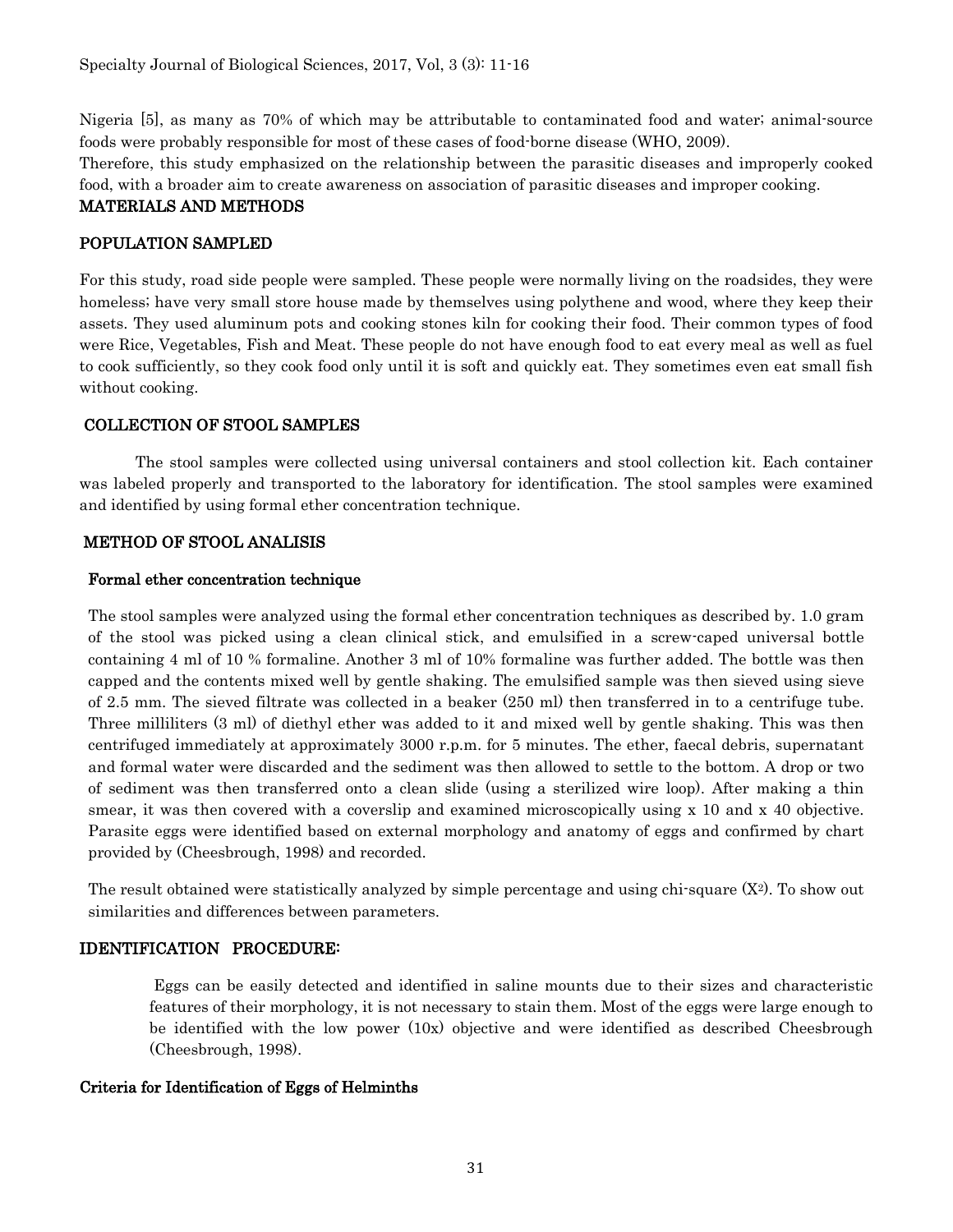Nigeria [5], as many as 70% of which may be attributable to contaminated food and water; animal-source foods were probably responsible for most of these cases of food-borne disease (WHO, 2009).

Therefore, this study emphasized on the relationship between the parasitic diseases and improperly cooked food, with a broader aim to create awareness on association of parasitic diseases and improper cooking.

## MATERIALS AND METHODS

### POPULATION SAMPLED

For this study, road side people were sampled. These people were normally living on the roadsides, they were homeless; have very small store house made by themselves using polythene and wood, where they keep their assets. They used aluminum pots and cooking stones kiln for cooking their food. Their common types of food were Rice, Vegetables, Fish and Meat. These people do not have enough food to eat every meal as well as fuel to cook sufficiently, so they cook food only until it is soft and quickly eat. They sometimes even eat small fish without cooking.

### COLLECTION OF STOOL SAMPLES

The stool samples were collected using universal containers and stool collection kit. Each container was labeled properly and transported to the laboratory for identification. The stool samples were examined and identified by using formal ether concentration technique.

### METHOD OF STOOL ANALISIS

#### Formal ether concentration technique

The stool samples were analyzed using the formal ether concentration techniques as described by. 1.0 gram of the stool was picked using a clean clinical stick, and emulsified in a screw-caped universal bottle containing 4 ml of 10 % formaline. Another 3 ml of 10% formaline was further added. The bottle was then capped and the contents mixed well by gentle shaking. The emulsified sample was then sieved using sieve of 2.5 mm. The sieved filtrate was collected in a beaker (250 ml) then transferred in to a centrifuge tube. Three milliliters (3 ml) of diethyl ether was added to it and mixed well by gentle shaking. This was then centrifuged immediately at approximately 3000 r.p.m. for 5 minutes. The ether, faecal debris, supernatant and formal water were discarded and the sediment was then allowed to settle to the bottom. A drop or two of sediment was then transferred onto a clean slide (using a sterilized wire loop). After making a thin smear, it was then covered with a coverslip and examined microscopically using x 10 and x 40 objective. Parasite eggs were identified based on external morphology and anatomy of eggs and confirmed by chart provided by (Cheesbrough, 1998) and recorded.

The result obtained were statistically analyzed by simple percentage and using chi-square ($X^2$). To show out similarities and differences between parameters.

### IDENTIFICATION PROCEDURE:

Eggs can be easily detected and identified in saline mounts due to their sizes and characteristic features of their morphology, it is not necessary to stain them. Most of the eggs were large enough to be identified with the low power (10x) objective and were identified as described Cheesbrough (Cheesbrough, 1998).

#### Criteria for Identification of Eggs of Helminths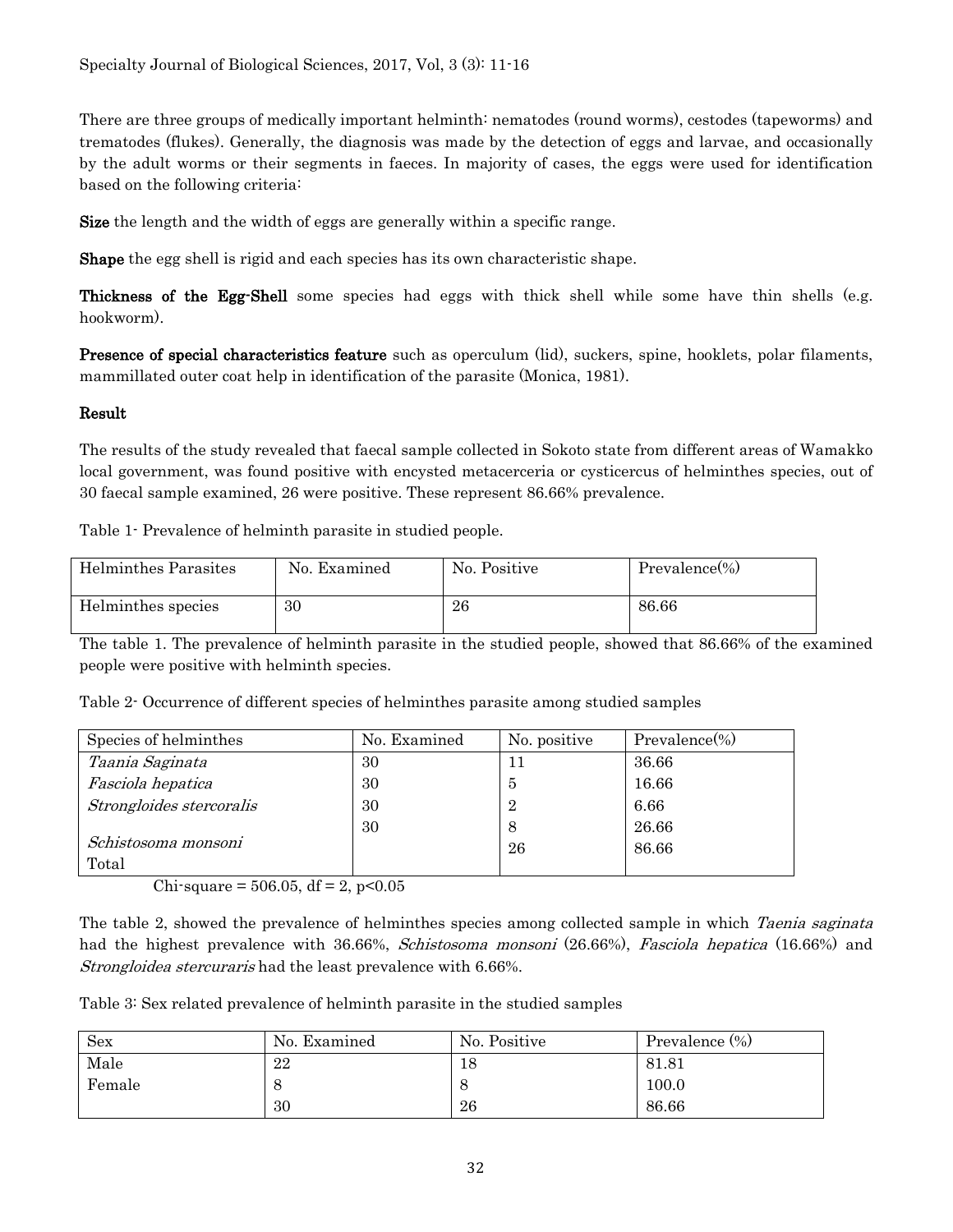There are three groups of medically important helminth: nematodes (round worms), cestodes (tapeworms) and trematodes (flukes). Generally, the diagnosis was made by the detection of eggs and larvae, and occasionally by the adult worms or their segments in faeces. In majority of cases, the eggs were used for identification based on the following criteria:

**Size** the length and the width of eggs are generally within a specific range.

**Shape** the egg shell is rigid and each species has its own characteristic shape.

**Thickness of the Egg-Shell** some species had eggs with thick shell while some have thin shells (e.g. hookworm).

**Presence of special characteristics feature** such as operculum (lid), suckers, spine, hooklets, polar filaments, mammillated outer coat help in identification of the parasite (Monica, 1981).

## Result

The results of the study revealed that faecal sample collected in Sokoto state from different areas of Wamakko local government, was found positive with encysted metacerceria or cysticercus of helminthes species, out of 30 faecal sample examined, 26 were positive. These represent 86.66% prevalence.

Table 1- Prevalence of helminth parasite in studied people.

| Helminthes Parasites | No. Examined | No. Positive | Prevalence(%) |
|---|---|---|---|
| Helminthes species | 30 | 26 | 86.66 |

The table 1. The prevalence of helminth parasite in the studied people, showed that 86.66% of the examined people were positive with helminth species.

Table 2- Occurrence of different species of helminthes parasite among studied samples

| Species of helminthes | No. Examined | No. positive | Prevalence(%) |
|---|---|---|---|
| *Taania Saginata* | 30 | 11 | 36.66 |
| *Fasciola hepatica* | 30 | 5 | 16.66 |
| *Strongloides stercoralis* | 30 | 2 | 6.66 |
| *Schistosoma monsoni* | 30 | 8 | 26.66 |
| Total | | 26 | 86.66 |

Chi-square = 506.05, df = 2, $p<0.05$

The table 2, showed the prevalence of helminthes species among collected sample in which *Taenia saginata* had the highest prevalence with 36.66%, *Schistosoma monsoni* (26.66%), *Fasciola hepatica* (16.66%) and *Strongloidea stercuraris* had the least prevalence with 6.66%.

Table 3: Sex related prevalence of helminth parasite in the studied samples

| Sex | No. Examined | No. Positive | Prevalence (%) |
|---|---|---|---|
| Male | 22 | 18 | 81.81 |
| Female | 8 | 8 | 100.0 |
| | 30 | 26 | 86.66 |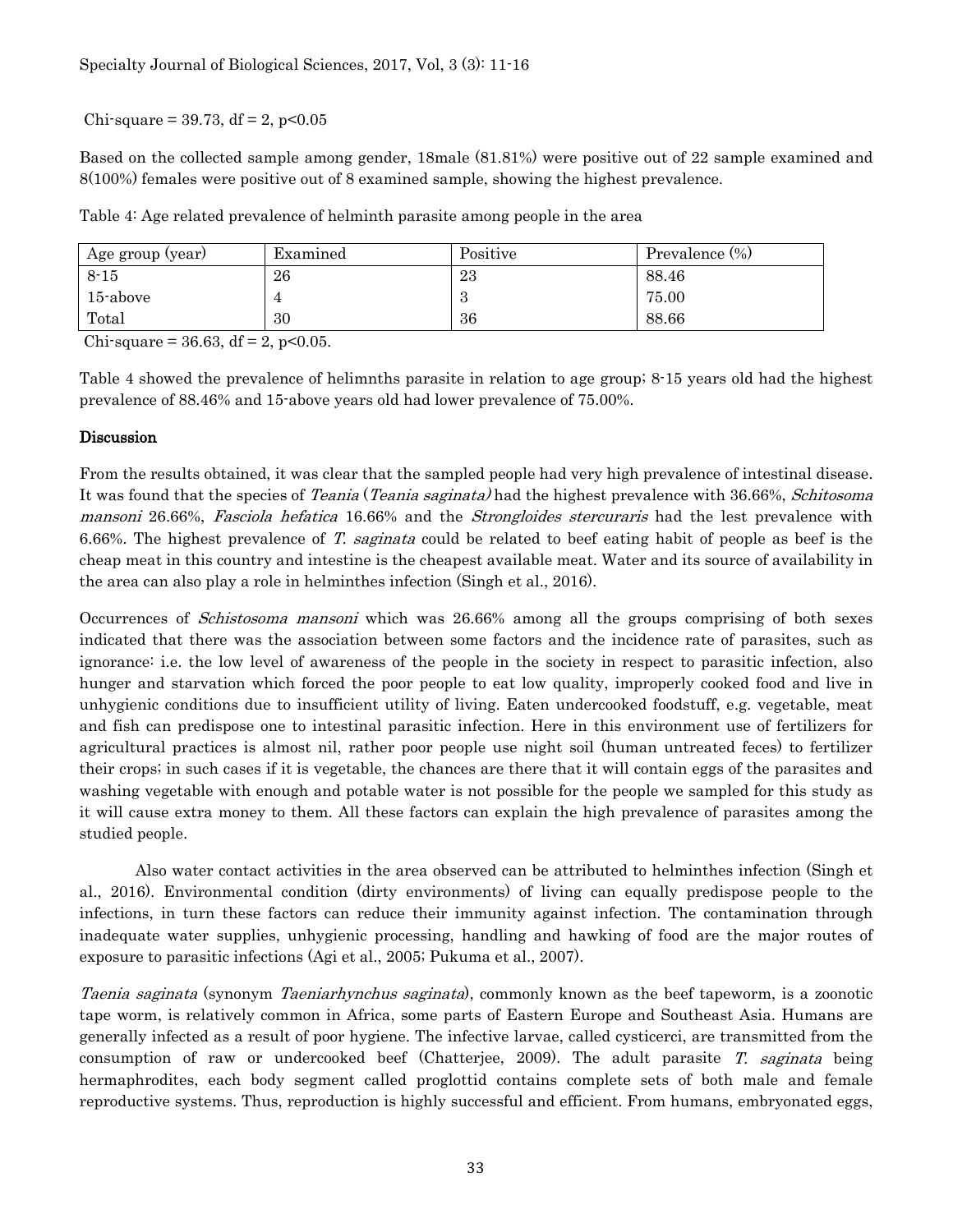Chi-square = 39.73, df = 2, $p<0.05$

Based on the collected sample among gender, 18male (81.81%) were positive out of 22 sample examined and 8(100%) females were positive out of 8 examined sample, showing the highest prevalence.

Table 4: Age related prevalence of helminth parasite among people in the area

| Age group (year) | Examined | Positive | Prevalence (%) |
|---|---|---|---|
| 8-15 | 26 | 23 | 88.46 |
| 15-above | 4 | 3 | 75.00 |
| Total | 30 | 36 | 88.66 |

Chi-square = 36.63, df = 2, $p<0.05$.

Table 4 showed the prevalence of helimnths parasite in relation to age group; 8-15 years old had the highest prevalence of 88.46% and 15-above years old had lower prevalence of 75.00%.

## Discussion

From the results obtained, it was clear that the sampled people had very high prevalence of intestinal disease. It was found that the species of *Teania* (*Teania saginata)* had the highest prevalence with 36.66%, *Schitosoma mansoni* 26.66%, *Fasciola hefatica* 16.66% and the *Strongloides stercuraris* had the lest prevalence with 6.66%. The highest prevalence of *T. saginata* could be related to beef eating habit of people as beef is the cheap meat in this country and intestine is the cheapest available meat. Water and its source of availability in the area can also play a role in helminthes infection (Singh et al., 2016).

Occurrences of *Schistosoma mansoni* which was 26.66% among all the groups comprising of both sexes indicated that there was the association between some factors and the incidence rate of parasites, such as ignorance: i.e. the low level of awareness of the people in the society in respect to parasitic infection, also hunger and starvation which forced the poor people to eat low quality, improperly cooked food and live in unhygienic conditions due to insufficient utility of living. Eaten undercooked foodstuff, e.g. vegetable, meat and fish can predispose one to intestinal parasitic infection. Here in this environment use of fertilizers for agricultural practices is almost nil, rather poor people use night soil (human untreated feces) to fertilizer their crops; in such cases if it is vegetable, the chances are there that it will contain eggs of the parasites and washing vegetable with enough and potable water is not possible for the people we sampled for this study as it will cause extra money to them. All these factors can explain the high prevalence of parasites among the studied people.

Also water contact activities in the area observed can be attributed to helminthes infection (Singh et al., 2016). Environmental condition (dirty environments) of living can equally predispose people to the infections, in turn these factors can reduce their immunity against infection. The contamination through inadequate water supplies, unhygienic processing, handling and hawking of food are the major routes of exposure to parasitic infections (Agi et al., 2005; Pukuma et al., 2007).

*Taenia saginata* (synonym *Taeniarhynchus saginata*), commonly known as the beef tapeworm, is a zoonotic tape worm, is relatively common in Africa, some parts of Eastern Europe and Southeast Asia. Humans are generally infected as a result of poor hygiene. The infective larvae, called cysticerci, are transmitted from the consumption of raw or undercooked beef (Chatterjee, 2009). The adult parasite *T. saginata* being hermaphrodites, each body segment called proglottid contains complete sets of both male and female reproductive systems. Thus, reproduction is highly successful and efficient. From humans, embryonated eggs,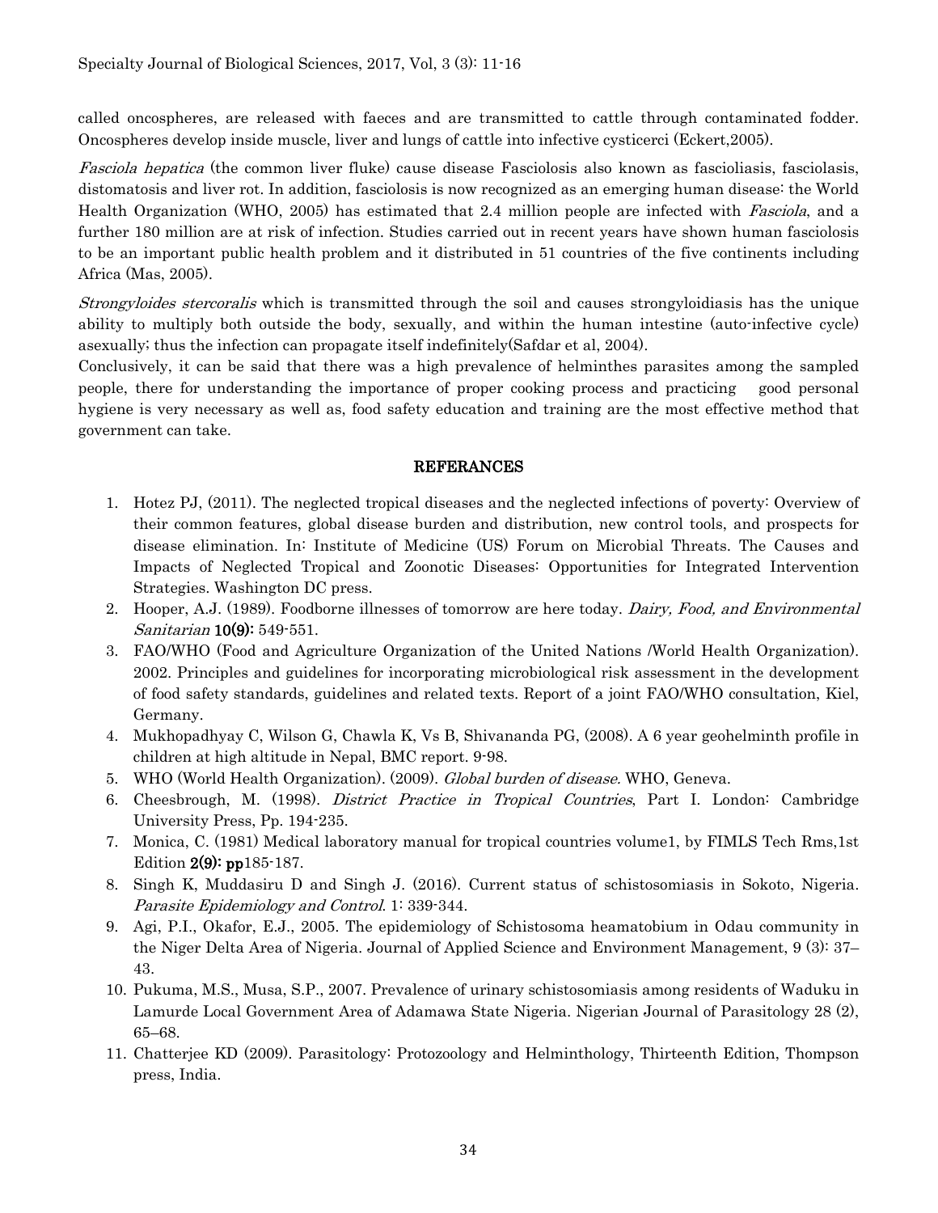called oncospheres, are released with faeces and are transmitted to cattle through contaminated fodder. Oncospheres develop inside muscle, liver and lungs of cattle into infective cysticerci (Eckert,2005).

*Fasciola hepatica* (the common liver fluke) cause disease Fasciolosis also known as fascioliasis, fasciolasis, distomatosis and liver rot. In addition, fasciolosis is now recognized as an emerging human disease: the World Health Organization (WHO, 2005) has estimated that 2.4 million people are infected with *Fasciola*, and a further 180 million are at risk of infection. Studies carried out in recent years have shown human fasciolosis to be an important public health problem and it distributed in 51 countries of the five continents including Africa (Mas, 2005).

*Strongyloides stercoralis* which is transmitted through the soil and causes strongyloidiasis has the unique ability to multiply both outside the body, sexually, and within the human intestine (auto-infective cycle) asexually; thus the infection can propagate itself indefinitely(Safdar et al, 2004).

Conclusively, it can be said that there was a high prevalence of helminthes parasites among the sampled people, there for understanding the importance of proper cooking process and practicing good personal hygiene is very necessary as well as, food safety education and training are the most effective method that government can take.

## REFERANCES

1. Hotez PJ, (2011). The neglected tropical diseases and the neglected infections of poverty: Overview of their common features, global disease burden and distribution, new control tools, and prospects for disease elimination. In: Institute of Medicine (US) Forum on Microbial Threats. The Causes and Impacts of Neglected Tropical and Zoonotic Diseases: Opportunities for Integrated Intervention Strategies. Washington DC press.
2. Hooper, A.J. (1989). Foodborne illnesses of tomorrow are here today. *Dairy, Food, and Environmental Sanitarian* **10(9):** 549-551.
3. FAO/WHO (Food and Agriculture Organization of the United Nations /World Health Organization). 2002. Principles and guidelines for incorporating microbiological risk assessment in the development of food safety standards, guidelines and related texts. Report of a joint FAO/WHO consultation, Kiel, Germany.
4. Mukhopadhyay C, Wilson G, Chawla K, Vs B, Shivananda PG, (2008). A 6 year geohelminth profile in children at high altitude in Nepal, BMC report. 9-98.
5. WHO (World Health Organization). (2009). *Global burden of disease.* WHO, Geneva.
6. Cheesbrough, M. (1998). *District Practice in Tropical Countries*, Part I. London: Cambridge University Press, Pp. 194-235.
7. Monica, C. (1981) Medical laboratory manual for tropical countries volume1, by FIMLS Tech Rms,1st Edition **2(9): pp**185-187.
8. Singh K, Muddasiru D and Singh J. (2016). Current status of schistosomiasis in Sokoto, Nigeria. *Parasite Epidemiology and Control*. 1: 339-344.
9. Agi, P.I., Okafor, E.J., 2005. The epidemiology of Schistosoma heamatobium in Odau community in the Niger Delta Area of Nigeria. Journal of Applied Science and Environment Management, 9 (3): 37–43.
10. Pukuma, M.S., Musa, S.P., 2007. Prevalence of urinary schistosomiasis among residents of Waduku in Lamurde Local Government Area of Adamawa State Nigeria. Nigerian Journal of Parasitology 28 (2), 65–68.
11. Chatterjee KD (2009). Parasitology: Protozoology and Helminthology, Thirteenth Edition, Thompson press, India.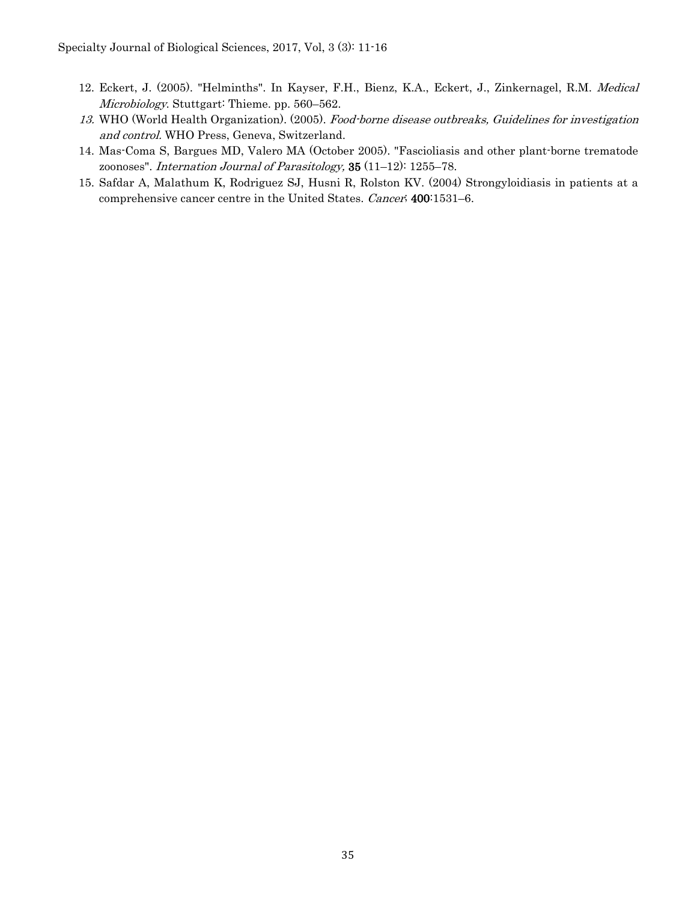12. Eckert, J. (2005). "Helminths". In Kayser, F.H., Bienz, K.A., Eckert, J., Zinkernagel, R.M. *Medical Microbiology*. Stuttgart: Thieme. pp. 560–562.
13. WHO (World Health Organization). (2005). *Food-borne disease outbreaks, Guidelines for investigation and control.* WHO Press, Geneva, Switzerland.
14. Mas-Coma S, Bargues MD, Valero MA (October 2005). "Fascioliasis and other plant-borne trematode zoonoses". *Internation Journal of Parasitology,* **35** (11–12): 1255–78.
15. Safdar A, Malathum K, Rodriguez SJ, Husni R, Rolston KV. (2004) Strongyloidiasis in patients at a comprehensive cancer centre in the United States. *Cancer*; **400**:1531–6.